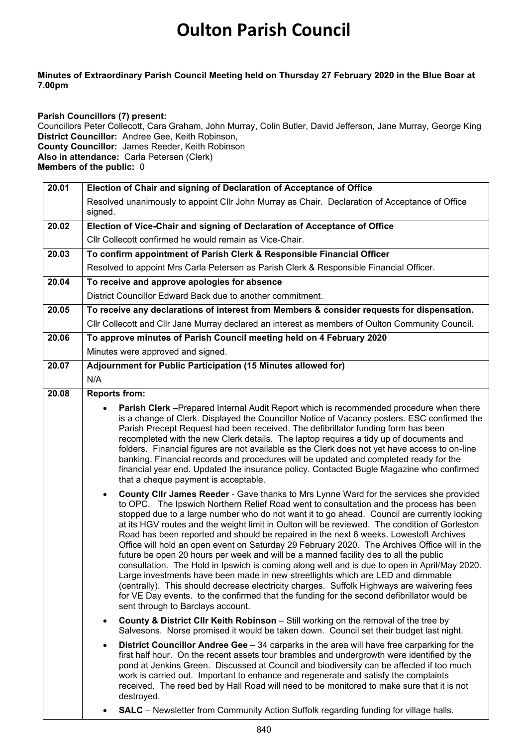# Oulton Parish Council

**Minutes of Extraordinary Parish Council Meeting held on Thursday 27 February 2020 in the Blue Boar at 7.00pm**

**Parish Councillors (7) present:**
Councillors Peter Collecott, Cara Graham, John Murray, Colin Butler, David Jefferson, Jane Murray, George King
**District Councillor:** Andree Gee, Keith Robinson,
**County Councillor:** James Reeder, Keith Robinson
**Also in attendance:** Carla Petersen (Clerk)
**Members of the public:** 0

| | |
|---|---|
| **20.01** | **Election of Chair and signing of Declaration of Acceptance of Office** |
| | Resolved unanimously to appoint Cllr John Murray as Chair. Declaration of Acceptance of Office signed. |
| **20.02** | **Election of Vice-Chair and signing of Declaration of Acceptance of Office** |
| | Cllr Collecott confirmed he would remain as Vice-Chair. |
| **20.03** | **To confirm appointment of Parish Clerk & Responsible Financial Officer** |
| | Resolved to appoint Mrs Carla Petersen as Parish Clerk & Responsible Financial Officer. |
| **20.04** | **To receive and approve apologies for absence** |
| | District Councillor Edward Back due to another commitment. |
| **20.05** | **To receive any declarations of interest from Members & consider requests for dispensation.** |
| | Cllr Collecott and Cllr Jane Murray declared an interest as members of Oulton Community Council. |
| **20.06** | **To approve minutes of Parish Council meeting held on 4 February 2020** |
| | Minutes were approved and signed. |
| **20.07** | **Adjournment for Public Participation (15 Minutes allowed for)** |
| | N/A |
| **20.08** | **Reports from:** |
| | • **Parish Clerk** –Prepared Internal Audit Report which is recommended procedure when there is a change of Clerk. Displayed the Councillor Notice of Vacancy posters. ESC confirmed the Parish Precept Request had been received. The defibrillator funding form has been recompleted with the new Clerk details. The laptop requires a tidy up of documents and folders. Financial figures are not available as the Clerk does not yet have access to on-line banking. Financial records and procedures will be updated and completed ready for the financial year end. Updated the insurance policy. Contacted Bugle Magazine who confirmed that a cheque payment is acceptable.<br>• **County Cllr James Reeder** - Gave thanks to Mrs Lynne Ward for the services she provided to OPC. The Ipswich Northern Relief Road went to consultation and the process has been stopped due to a large number who do not want it to go ahead. Council are currently looking at its HGV routes and the weight limit in Oulton will be reviewed. The condition of Gorleston Road has been reported and should be repaired in the next 6 weeks. Lowestoft Archives Office will hold an open event on Saturday 29 February 2020. The Archives Office will in the future be open 20 hours per week and will be a manned facility des to all the public consultation. The Hold in Ipswich is coming along well and is due to open in April/May 2020. Large investments have been made in new streetlights which are LED and dimmable (centrally). This should decrease electricity charges. Suffolk Highways are waivering fees for VE Day events. to the confirmed that the funding for the second defibrillator would be sent through to Barclays account.<br>• **County & District Cllr Keith Robinson** – Still working on the removal of the tree by Salvesons. Norse promised it would be taken down. Council set their budget last night.<br>• **District Councillor Andree Gee** – 34 carparks in the area will have free carparking for the first half hour. On the recent assets tour brambles and undergrowth were identified by the pond at Jenkins Green. Discussed at Council and biodiversity can be affected if too much work is carried out. Important to enhance and regenerate and satisfy the complaints received. The reed bed by Hall Road will need to be monitored to make sure that it is not destroyed.<br>• **SALC** – Newsletter from Community Action Suffolk regarding funding for village halls. |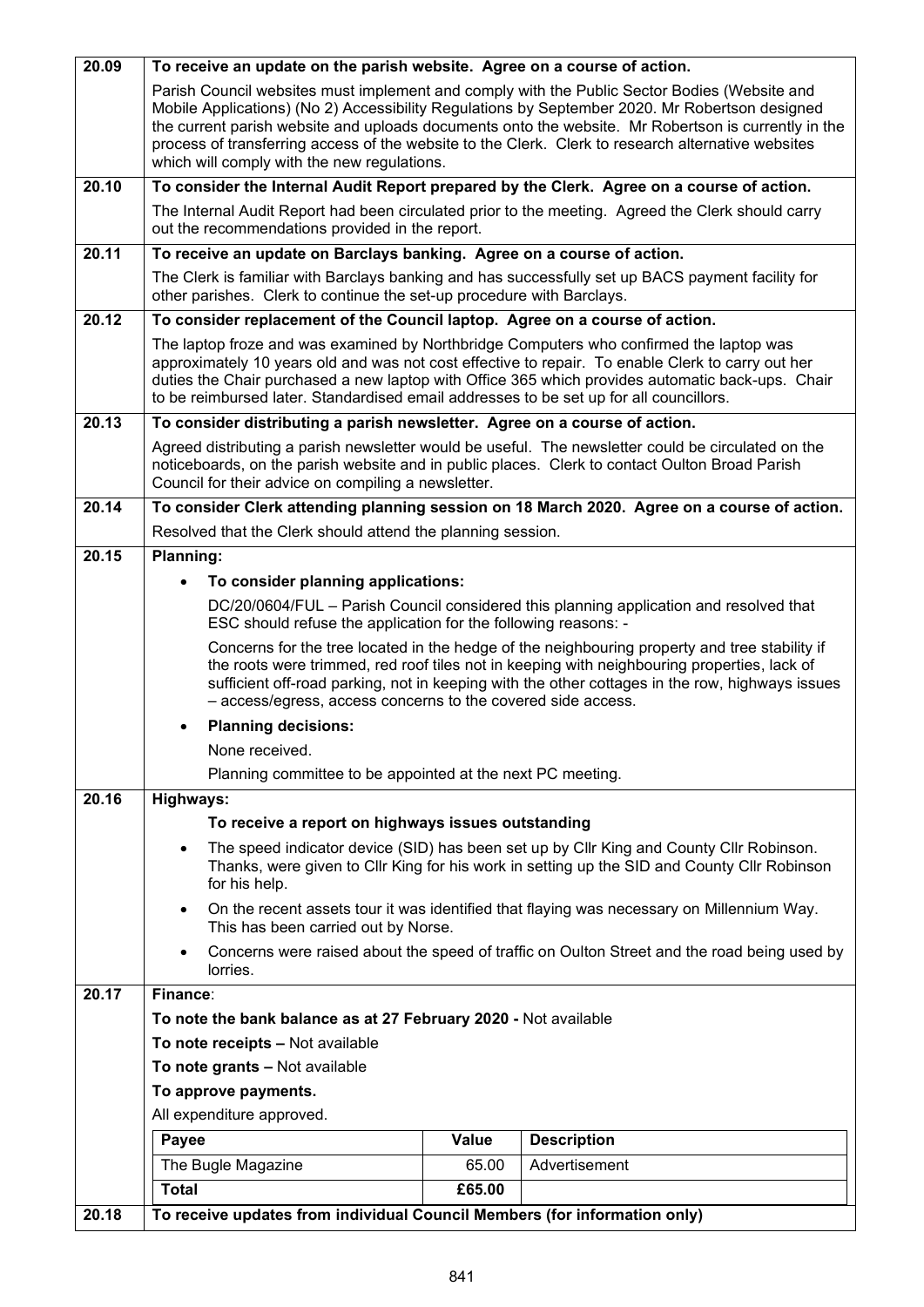**20.09 To receive an update on the parish website. Agree on a course of action.**

Parish Council websites must implement and comply with the Public Sector Bodies (Website and Mobile Applications) (No 2) Accessibility Regulations by September 2020. Mr Robertson designed the current parish website and uploads documents onto the website. Mr Robertson is currently in the process of transferring access of the website to the Clerk. Clerk to research alternative websites which will comply with the new regulations.

**20.10 To consider the Internal Audit Report prepared by the Clerk. Agree on a course of action.**

The Internal Audit Report had been circulated prior to the meeting. Agreed the Clerk should carry out the recommendations provided in the report.

**20.11 To receive an update on Barclays banking. Agree on a course of action.**

The Clerk is familiar with Barclays banking and has successfully set up BACS payment facility for other parishes. Clerk to continue the set-up procedure with Barclays.

**20.12 To consider replacement of the Council laptop. Agree on a course of action.**

The laptop froze and was examined by Northbridge Computers who confirmed the laptop was approximately 10 years old and was not cost effective to repair. To enable Clerk to carry out her duties the Chair purchased a new laptop with Office 365 which provides automatic back-ups. Chair to be reimbursed later. Standardised email addresses to be set up for all councillors.

**20.13 To consider distributing a parish newsletter. Agree on a course of action.**

Agreed distributing a parish newsletter would be useful. The newsletter could be circulated on the noticeboards, on the parish website and in public places. Clerk to contact Oulton Broad Parish Council for their advice on compiling a newsletter.

**20.14 To consider Clerk attending planning session on 18 March 2020. Agree on a course of action.**

Resolved that the Clerk should attend the planning session.

**20.15 Planning:**

- **To consider planning applications:**

  DC/20/0604/FUL – Parish Council considered this planning application and resolved that ESC should refuse the application for the following reasons: -

  Concerns for the tree located in the hedge of the neighbouring property and tree stability if the roots were trimmed, red roof tiles not in keeping with neighbouring properties, lack of sufficient off-road parking, not in keeping with the other cottages in the row, highways issues – access/egress, access concerns to the covered side access.

- **Planning decisions:**

  None received.

  Planning committee to be appointed at the next PC meeting.

**20.16 Highways:**

**To receive a report on highways issues outstanding**

- The speed indicator device (SID) has been set up by Cllr King and County Cllr Robinson. Thanks, were given to Cllr King for his work in setting up the SID and County Cllr Robinson for his help.
- On the recent assets tour it was identified that flaying was necessary on Millennium Way. This has been carried out by Norse.
- Concerns were raised about the speed of traffic on Oulton Street and the road being used by lorries.

**20.17 Finance:**

**To note the bank balance as at 27 February 2020 -** Not available

**To note receipts –** Not available

**To note grants –** Not available

**To approve payments.**

All expenditure approved.

| Payee | Value | Description |
|---|---|---|
| The Bugle Magazine | 65.00 | Advertisement |
| **Total** | **£65.00** | |

**20.18 To receive updates from individual Council Members (for information only)**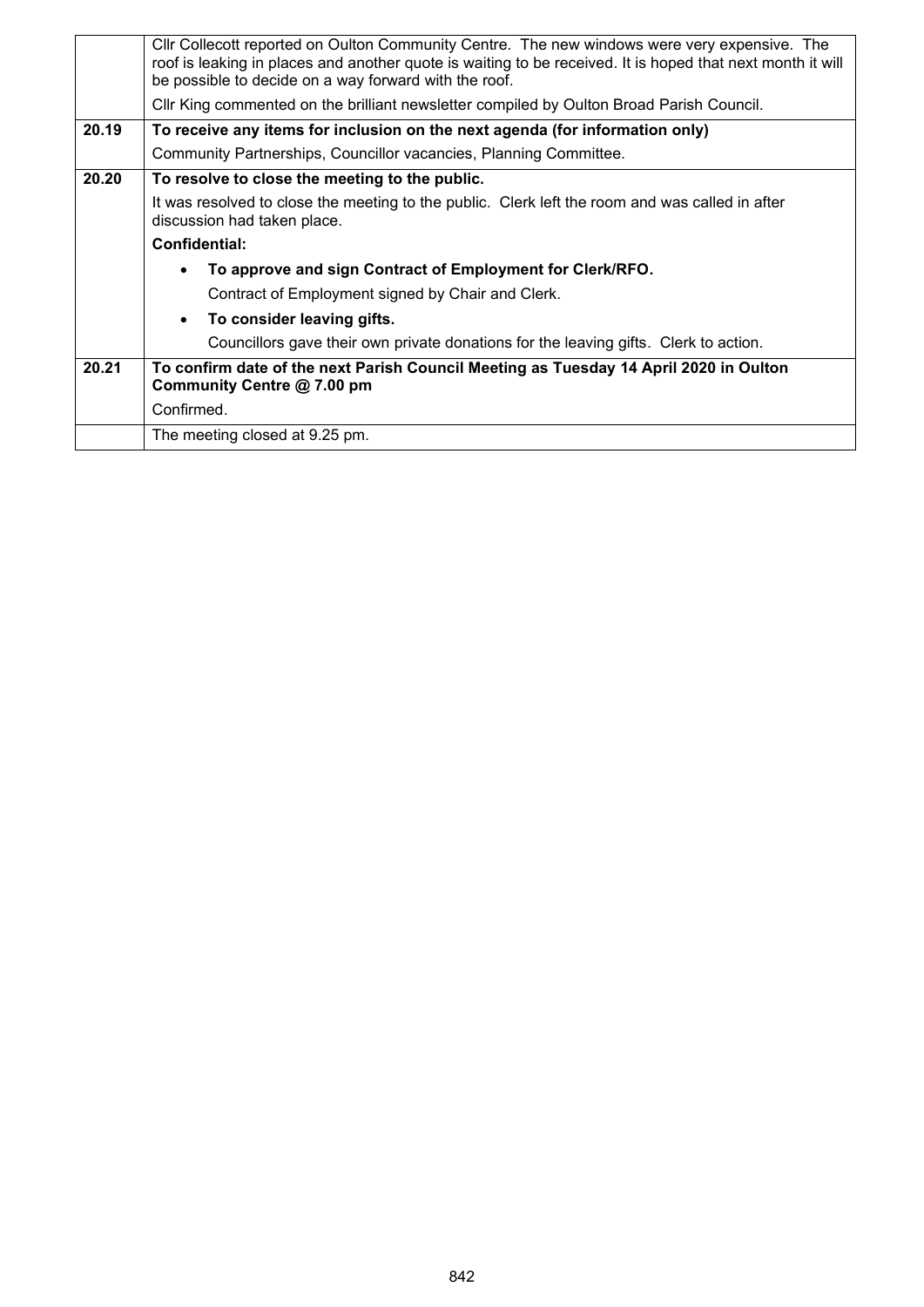| | |
|---|---|
| | Cllr Collecott reported on Oulton Community Centre. The new windows were very expensive. The roof is leaking in places and another quote is waiting to be received. It is hoped that next month it will be possible to decide on a way forward with the roof.<br><br>Cllr King commented on the brilliant newsletter compiled by Oulton Broad Parish Council. |
| **20.19** | **To receive any items for inclusion on the next agenda (for information only)**<br><br>Community Partnerships, Councillor vacancies, Planning Committee. |
| **20.20** | **To resolve to close the meeting to the public.**<br><br>It was resolved to close the meeting to the public. Clerk left the room and was called in after discussion had taken place.<br><br>**Confidential:**<br><br>• **To approve and sign Contract of Employment for Clerk/RFO.**<br>Contract of Employment signed by Chair and Clerk.<br><br>• **To consider leaving gifts.**<br>Councillors gave their own private donations for the leaving gifts. Clerk to action. |
| **20.21** | **To confirm date of the next Parish Council Meeting as Tuesday 14 April 2020 in Oulton Community Centre @ 7.00 pm**<br><br>Confirmed. |
| | The meeting closed at 9.25 pm. |